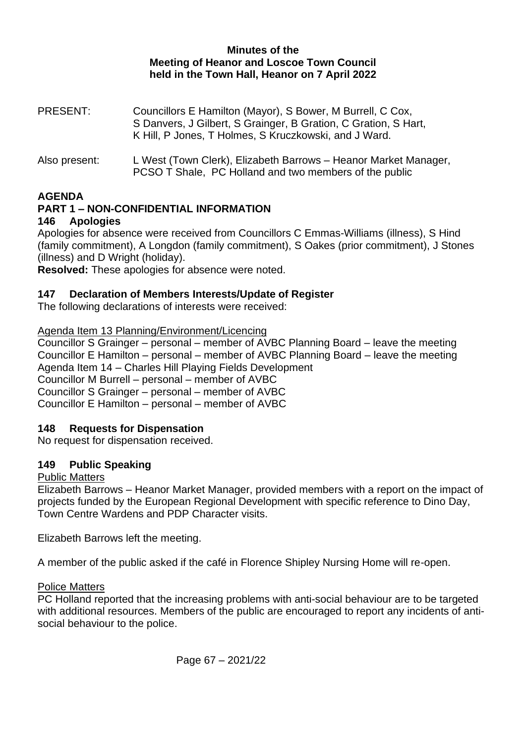# Minutes of the Meeting of Heanor and Loscoe Town Council held in the Town Hall, Heanor on 7 April 2022

PRESENT: Councillors E Hamilton (Mayor), S Bower, M Burrell, C Cox, S Danvers, J Gilbert, S Grainger, B Gration, C Gration, S Hart, K Hill, P Jones, T Holmes, S Kruczkowski, and J Ward.

Also present: L West (Town Clerk), Elizabeth Barrows – Heanor Market Manager, PCSO T Shale, PC Holland and two members of the public

## AGENDA

## PART 1 – NON-CONFIDENTIAL INFORMATION

### 146 Apologies

Apologies for absence were received from Councillors C Emmas-Williams (illness), S Hind (family commitment), A Longdon (family commitment), S Oakes (prior commitment), J Stones (illness) and D Wright (holiday).

**Resolved:** These apologies for absence were noted.

### 147 Declaration of Members Interests/Update of Register

The following declarations of interests were received:

Agenda Item 13 Planning/Environment/Licencing

Councillor S Grainger – personal – member of AVBC Planning Board – leave the meeting
Councillor E Hamilton – personal – member of AVBC Planning Board – leave the meeting
Agenda Item 14 – Charles Hill Playing Fields Development
Councillor M Burrell – personal – member of AVBC
Councillor S Grainger – personal – member of AVBC
Councillor E Hamilton – personal – member of AVBC

### 148 Requests for Dispensation

No request for dispensation received.

### 149 Public Speaking

Public Matters

Elizabeth Barrows – Heanor Market Manager, provided members with a report on the impact of projects funded by the European Regional Development with specific reference to Dino Day, Town Centre Wardens and PDP Character visits.

Elizabeth Barrows left the meeting.

A member of the public asked if the café in Florence Shipley Nursing Home will re-open.

Police Matters

PC Holland reported that the increasing problems with anti-social behaviour are to be targeted with additional resources. Members of the public are encouraged to report any incidents of anti-social behaviour to the police.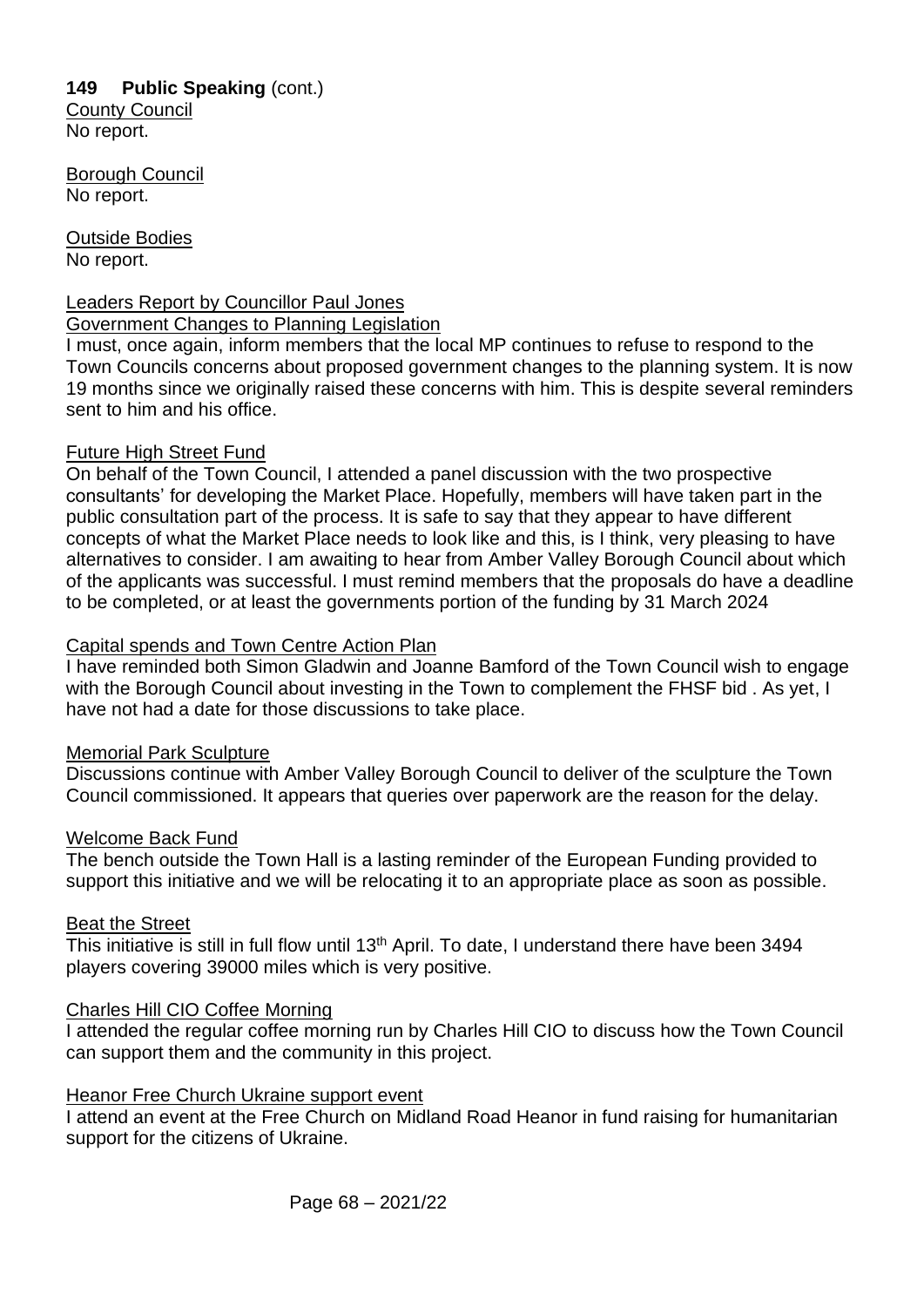**149 Public Speaking** (cont.)

County Council

No report.

Borough Council

No report.

Outside Bodies

No report.

Leaders Report by Councillor Paul Jones

Government Changes to Planning Legislation

I must, once again, inform members that the local MP continues to refuse to respond to the Town Councils concerns about proposed government changes to the planning system. It is now 19 months since we originally raised these concerns with him. This is despite several reminders sent to him and his office.

Future High Street Fund

On behalf of the Town Council, I attended a panel discussion with the two prospective consultants' for developing the Market Place. Hopefully, members will have taken part in the public consultation part of the process. It is safe to say that they appear to have different concepts of what the Market Place needs to look like and this, is I think, very pleasing to have alternatives to consider. I am awaiting to hear from Amber Valley Borough Council about which of the applicants was successful. I must remind members that the proposals do have a deadline to be completed, or at least the governments portion of the funding by 31 March 2024

Capital spends and Town Centre Action Plan

I have reminded both Simon Gladwin and Joanne Bamford of the Town Council wish to engage with the Borough Council about investing in the Town to complement the FHSF bid . As yet, I have not had a date for those discussions to take place.

Memorial Park Sculpture

Discussions continue with Amber Valley Borough Council to deliver of the sculpture the Town Council commissioned. It appears that queries over paperwork are the reason for the delay.

Welcome Back Fund

The bench outside the Town Hall is a lasting reminder of the European Funding provided to support this initiative and we will be relocating it to an appropriate place as soon as possible.

Beat the Street

This initiative is still in full flow until 13th April. To date, I understand there have been 3494 players covering 39000 miles which is very positive.

Charles Hill CIO Coffee Morning

I attended the regular coffee morning run by Charles Hill CIO to discuss how the Town Council can support them and the community in this project.

Heanor Free Church Ukraine support event

I attend an event at the Free Church on Midland Road Heanor in fund raising for humanitarian support for the citizens of Ukraine.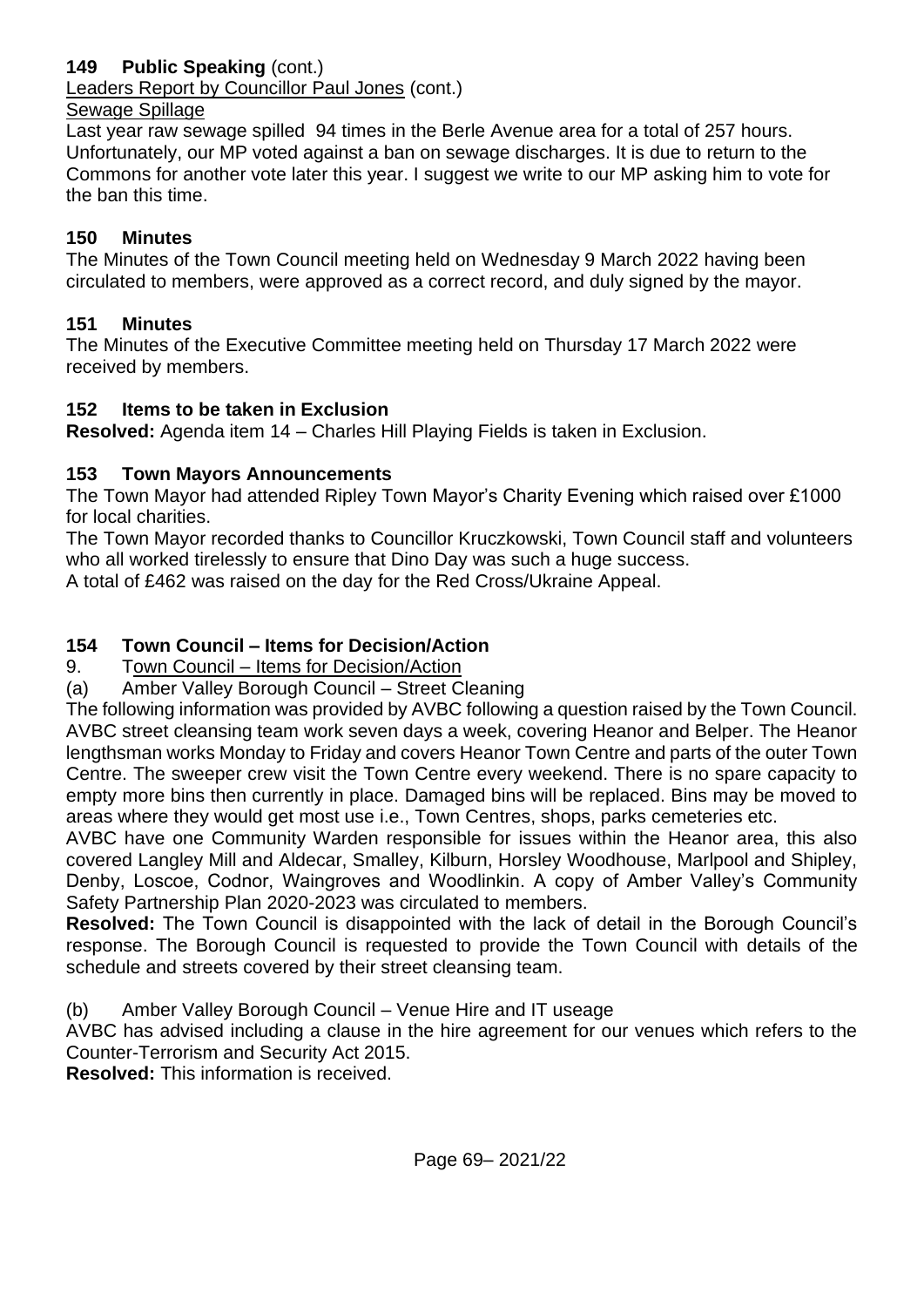## 149 Public Speaking (cont.)

Leaders Report by Councillor Paul Jones (cont.)

Sewage Spillage

Last year raw sewage spilled 94 times in the Berle Avenue area for a total of 257 hours. Unfortunately, our MP voted against a ban on sewage discharges. It is due to return to the Commons for another vote later this year. I suggest we write to our MP asking him to vote for the ban this time.

## 150 Minutes

The Minutes of the Town Council meeting held on Wednesday 9 March 2022 having been circulated to members, were approved as a correct record, and duly signed by the mayor.

## 151 Minutes

The Minutes of the Executive Committee meeting held on Thursday 17 March 2022 were received by members.

## 152 Items to be taken in Exclusion

**Resolved:** Agenda item 14 – Charles Hill Playing Fields is taken in Exclusion.

## 153 Town Mayors Announcements

The Town Mayor had attended Ripley Town Mayor's Charity Evening which raised over £1000 for local charities.

The Town Mayor recorded thanks to Councillor Kruczkowski, Town Council staff and volunteers who all worked tirelessly to ensure that Dino Day was such a huge success.

A total of £462 was raised on the day for the Red Cross/Ukraine Appeal.

## 154 Town Council – Items for Decision/Action

9. Town Council – Items for Decision/Action

(a) Amber Valley Borough Council – Street Cleaning

The following information was provided by AVBC following a question raised by the Town Council. AVBC street cleansing team work seven days a week, covering Heanor and Belper. The Heanor lengthsman works Monday to Friday and covers Heanor Town Centre and parts of the outer Town Centre. The sweeper crew visit the Town Centre every weekend. There is no spare capacity to empty more bins then currently in place. Damaged bins will be replaced. Bins may be moved to areas where they would get most use i.e., Town Centres, shops, parks cemeteries etc.

AVBC have one Community Warden responsible for issues within the Heanor area, this also covered Langley Mill and Aldecar, Smalley, Kilburn, Horsley Woodhouse, Marlpool and Shipley, Denby, Loscoe, Codnor, Waingroves and Woodlinkin. A copy of Amber Valley's Community Safety Partnership Plan 2020-2023 was circulated to members.

**Resolved:** The Town Council is disappointed with the lack of detail in the Borough Council's response. The Borough Council is requested to provide the Town Council with details of the schedule and streets covered by their street cleansing team.

(b) Amber Valley Borough Council – Venue Hire and IT useage

AVBC has advised including a clause in the hire agreement for our venues which refers to the Counter-Terrorism and Security Act 2015.

**Resolved:** This information is received.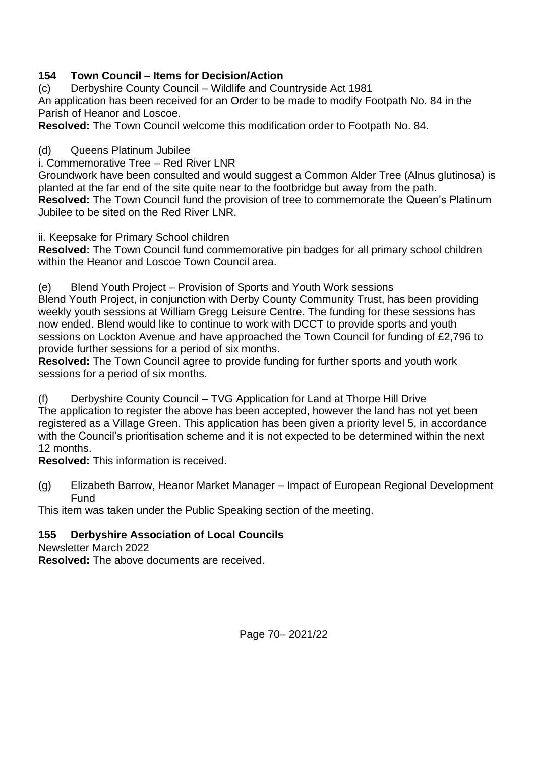## 154 Town Council – Items for Decision/Action

(c) Derbyshire County Council – Wildlife and Countryside Act 1981

An application has been received for an Order to be made to modify Footpath No. 84 in the Parish of Heanor and Loscoe.

**Resolved:** The Town Council welcome this modification order to Footpath No. 84.

(d) Queens Platinum Jubilee

i. Commemorative Tree – Red River LNR

Groundwork have been consulted and would suggest a Common Alder Tree (Alnus glutinosa) is planted at the far end of the site quite near to the footbridge but away from the path.

**Resolved:** The Town Council fund the provision of tree to commemorate the Queen's Platinum Jubilee to be sited on the Red River LNR.

ii. Keepsake for Primary School children

**Resolved:** The Town Council fund commemorative pin badges for all primary school children within the Heanor and Loscoe Town Council area.

(e) Blend Youth Project – Provision of Sports and Youth Work sessions

Blend Youth Project, in conjunction with Derby County Community Trust, has been providing weekly youth sessions at William Gregg Leisure Centre. The funding for these sessions has now ended. Blend would like to continue to work with DCCT to provide sports and youth sessions on Lockton Avenue and have approached the Town Council for funding of £2,796 to provide further sessions for a period of six months.

**Resolved:** The Town Council agree to provide funding for further sports and youth work sessions for a period of six months.

(f) Derbyshire County Council – TVG Application for Land at Thorpe Hill Drive

The application to register the above has been accepted, however the land has not yet been registered as a Village Green. This application has been given a priority level 5, in accordance with the Council's prioritisation scheme and it is not expected to be determined within the next 12 months.

**Resolved:** This information is received.

(g) Elizabeth Barrow, Heanor Market Manager – Impact of European Regional Development Fund

This item was taken under the Public Speaking section of the meeting.

## 155 Derbyshire Association of Local Councils

Newsletter March 2022

**Resolved:** The above documents are received.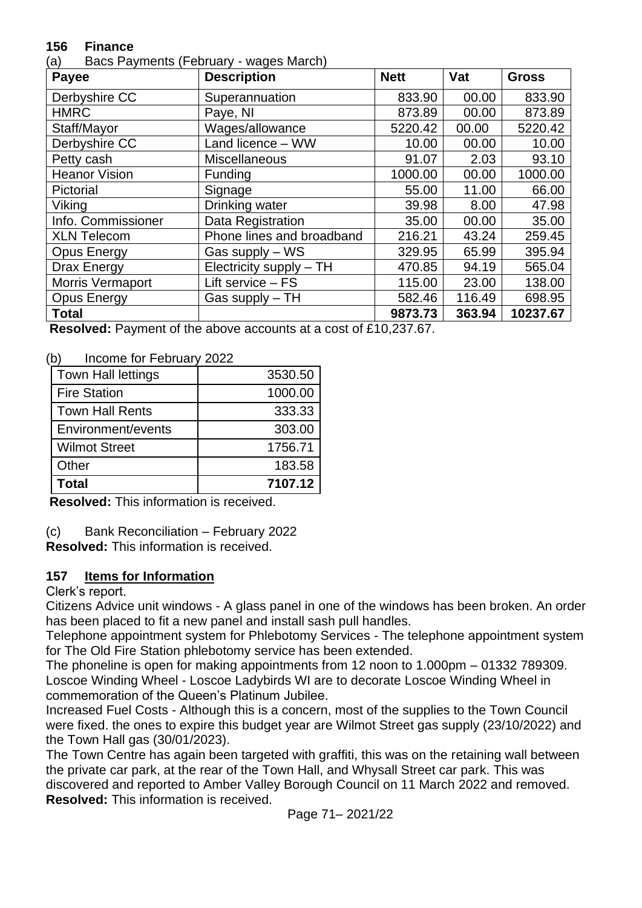## 156 Finance

(a) Bacs Payments (February - wages March)

| Payee | Description | Nett | Vat | Gross |
|---|---|---|---|---|
| Derbyshire CC | Superannuation | 833.90 | 00.00 | 833.90 |
| HMRC | Paye, NI | 873.89 | 00.00 | 873.89 |
| Staff/Mayor | Wages/allowance | 5220.42 | 00.00 | 5220.42 |
| Derbyshire CC | Land licence – WW | 10.00 | 00.00 | 10.00 |
| Petty cash | Miscellaneous | 91.07 | 2.03 | 93.10 |
| Heanor Vision | Funding | 1000.00 | 00.00 | 1000.00 |
| Pictorial | Signage | 55.00 | 11.00 | 66.00 |
| Viking | Drinking water | 39.98 | 8.00 | 47.98 |
| Info. Commissioner | Data Registration | 35.00 | 00.00 | 35.00 |
| XLN Telecom | Phone lines and broadband | 216.21 | 43.24 | 259.45 |
| Opus Energy | Gas supply – WS | 329.95 | 65.99 | 395.94 |
| Drax Energy | Electricity supply – TH | 470.85 | 94.19 | 565.04 |
| Morris Vermaport | Lift service – FS | 115.00 | 23.00 | 138.00 |
| Opus Energy | Gas supply – TH | 582.46 | 116.49 | 698.95 |
| **Total** | | **9873.73** | **363.94** | **10237.67** |

**Resolved:** Payment of the above accounts at a cost of £10,237.67.

(b) Income for February 2022

| Town Hall lettings | 3530.50 |
|---|---|
| Fire Station | 1000.00 |
| Town Hall Rents | 333.33 |
| Environment/events | 303.00 |
| Wilmot Street | 1756.71 |
| Other | 183.58 |
| **Total** | **7107.12** |

**Resolved:** This information is received.

(c) Bank Reconciliation – February 2022

**Resolved:** This information is received.

## 157 Items for Information

Clerk's report.

Citizens Advice unit windows - A glass panel in one of the windows has been broken. An order has been placed to fit a new panel and install sash pull handles.

Telephone appointment system for Phlebotomy Services - The telephone appointment system for The Old Fire Station phlebotomy service has been extended.

The phoneline is open for making appointments from 12 noon to 1.000pm – 01332 789309.

Loscoe Winding Wheel - Loscoe Ladybirds WI are to decorate Loscoe Winding Wheel in commemoration of the Queen's Platinum Jubilee.

Increased Fuel Costs - Although this is a concern, most of the supplies to the Town Council were fixed. the ones to expire this budget year are Wilmot Street gas supply (23/10/2022) and the Town Hall gas (30/01/2023).

The Town Centre has again been targeted with graffiti, this was on the retaining wall between the private car park, at the rear of the Town Hall, and Whysall Street car park. This was discovered and reported to Amber Valley Borough Council on 11 March 2022 and removed.

**Resolved:** This information is received.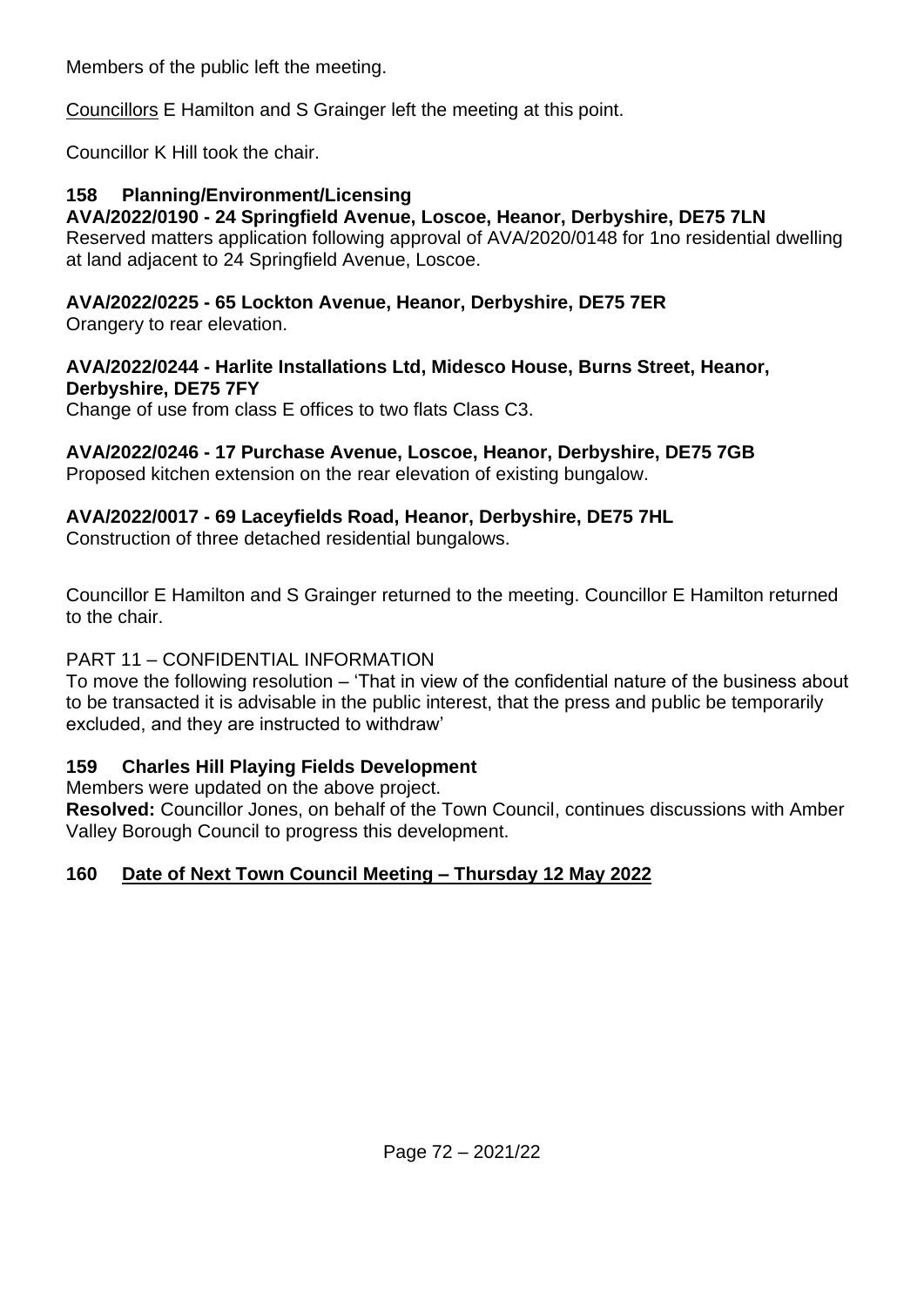Members of the public left the meeting.

Councillors E Hamilton and S Grainger left the meeting at this point.

Councillor K Hill took the chair.

## 158 Planning/Environment/Licensing

**AVA/2022/0190 - 24 Springfield Avenue, Loscoe, Heanor, Derbyshire, DE75 7LN**
Reserved matters application following approval of AVA/2020/0148 for 1no residential dwelling at land adjacent to 24 Springfield Avenue, Loscoe.

**AVA/2022/0225 - 65 Lockton Avenue, Heanor, Derbyshire, DE75 7ER**
Orangery to rear elevation.

**AVA/2022/0244 - Harlite Installations Ltd, Midesco House, Burns Street, Heanor, Derbyshire, DE75 7FY**
Change of use from class E offices to two flats Class C3.

**AVA/2022/0246 - 17 Purchase Avenue, Loscoe, Heanor, Derbyshire, DE75 7GB**
Proposed kitchen extension on the rear elevation of existing bungalow.

**AVA/2022/0017 - 69 Laceyfields Road, Heanor, Derbyshire, DE75 7HL**
Construction of three detached residential bungalows.

Councillor E Hamilton and S Grainger returned to the meeting. Councillor E Hamilton returned to the chair.

PART 11 – CONFIDENTIAL INFORMATION
To move the following resolution – 'That in view of the confidential nature of the business about to be transacted it is advisable in the public interest, that the press and public be temporarily excluded, and they are instructed to withdraw'

## 159 Charles Hill Playing Fields Development

Members were updated on the above project.
**Resolved:** Councillor Jones, on behalf of the Town Council, continues discussions with Amber Valley Borough Council to progress this development.

## 160 Date of Next Town Council Meeting – Thursday 12 May 2022